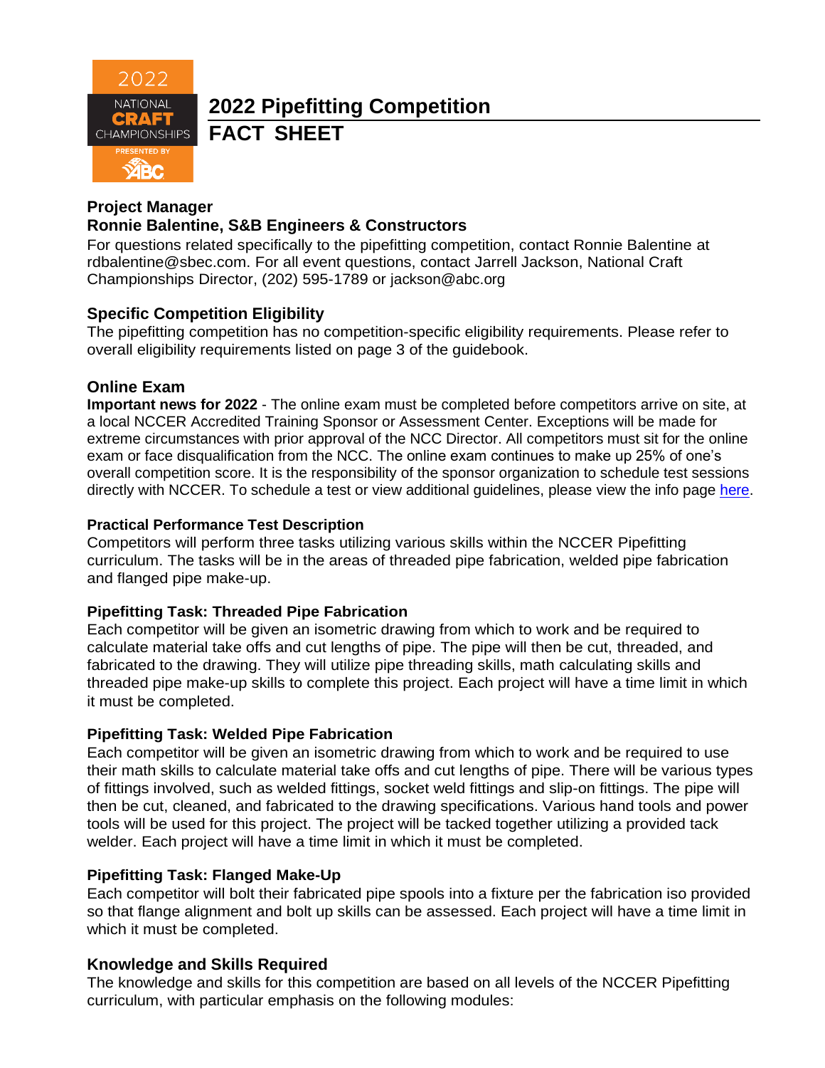# 2022 Pipefitting Competition

# FACT SHEET

### Project Manager

### Ronnie Balentine, S&B Engineers & Constructors

For questions related specifically to the pipefitting competition, contact Ronnie Balentine at rdbalentine@sbec.com. For all event questions, contact Jarrell Jackson, National Craft Championships Director, (202) 595-1789 or jackson@abc.org

### Specific Competition Eligibility

The pipefitting competition has no competition-specific eligibility requirements. Please refer to overall eligibility requirements listed on page 3 of the guidebook.

### Online Exam

**Important news for 2022** - The online exam must be completed before competitors arrive on site, at a local NCCER Accredited Training Sponsor or Assessment Center. Exceptions will be made for extreme circumstances with prior approval of the NCC Director. All competitors must sit for the online exam or face disqualification from the NCC. The online exam continues to make up 25% of one's overall competition score. It is the responsibility of the sponsor organization to schedule test sessions directly with NCCER. To schedule a test or view additional guidelines, please view the info page here.

#### Practical Performance Test Description

Competitors will perform three tasks utilizing various skills within the NCCER Pipefitting curriculum. The tasks will be in the areas of threaded pipe fabrication, welded pipe fabrication and flanged pipe make-up.

#### Pipefitting Task: Threaded Pipe Fabrication

Each competitor will be given an isometric drawing from which to work and be required to calculate material take offs and cut lengths of pipe. The pipe will then be cut, threaded, and fabricated to the drawing. They will utilize pipe threading skills, math calculating skills and threaded pipe make-up skills to complete this project. Each project will have a time limit in which it must be completed.

#### Pipefitting Task: Welded Pipe Fabrication

Each competitor will be given an isometric drawing from which to work and be required to use their math skills to calculate material take offs and cut lengths of pipe. There will be various types of fittings involved, such as welded fittings, socket weld fittings and slip-on fittings. The pipe will then be cut, cleaned, and fabricated to the drawing specifications. Various hand tools and power tools will be used for this project. The project will be tacked together utilizing a provided tack welder. Each project will have a time limit in which it must be completed.

#### Pipefitting Task: Flanged Make-Up

Each competitor will bolt their fabricated pipe spools into a fixture per the fabrication iso provided so that flange alignment and bolt up skills can be assessed. Each project will have a time limit in which it must be completed.

### Knowledge and Skills Required

The knowledge and skills for this competition are based on all levels of the NCCER Pipefitting curriculum, with particular emphasis on the following modules: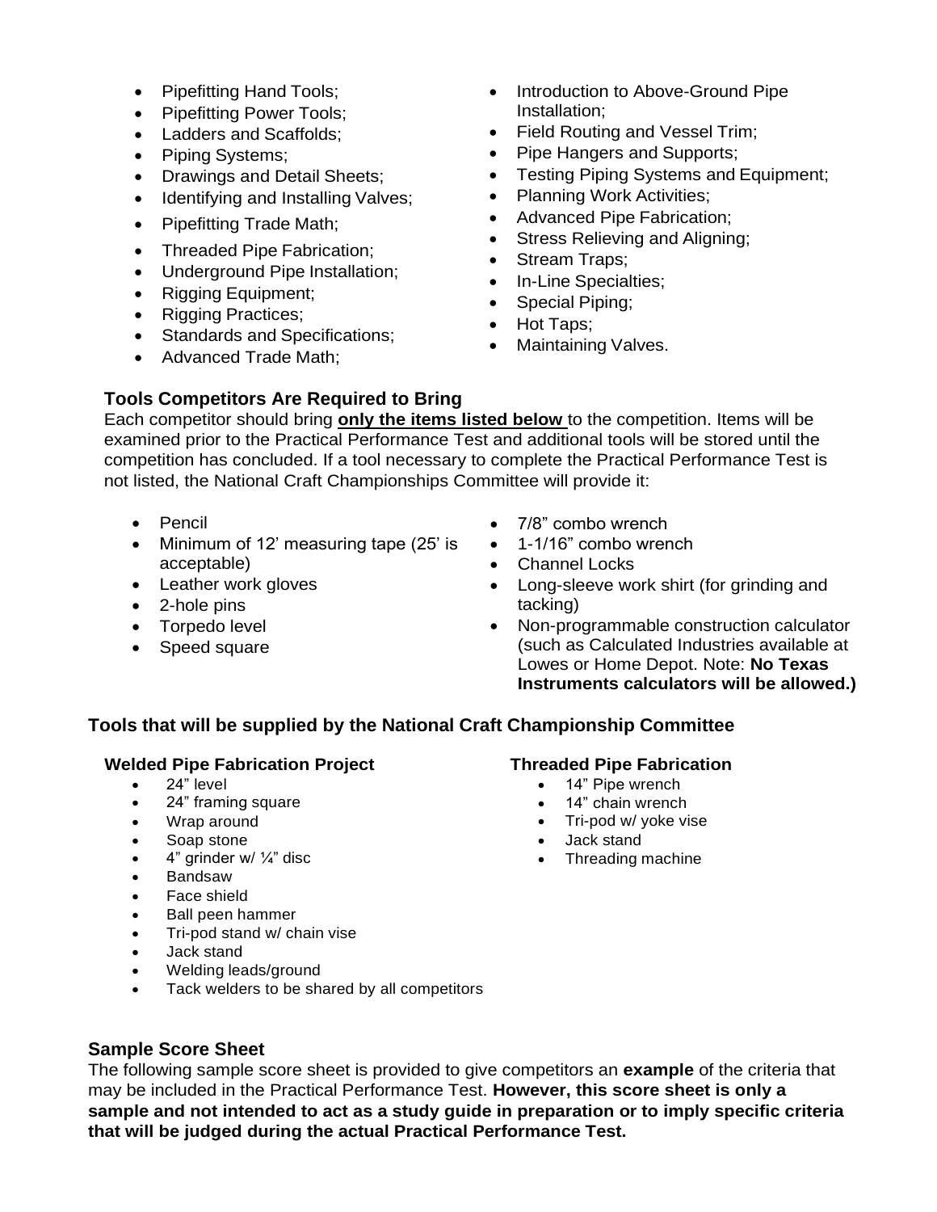- Pipefitting Hand Tools;
- Pipefitting Power Tools;
- Ladders and Scaffolds;
- Piping Systems;
- Drawings and Detail Sheets;
- Identifying and Installing Valves;
- Pipefitting Trade Math;
- Threaded Pipe Fabrication;
- Underground Pipe Installation;
- Rigging Equipment;
- Rigging Practices;
- Standards and Specifications;
- Advanced Trade Math;
- Introduction to Above-Ground Pipe Installation;
- Field Routing and Vessel Trim;
- Pipe Hangers and Supports;
- Testing Piping Systems and Equipment;
- Planning Work Activities;
- Advanced Pipe Fabrication;
- Stress Relieving and Aligning;
- Stream Traps;
- In-Line Specialties;
- Special Piping;
- Hot Taps;
- Maintaining Valves.

### Tools Competitors Are Required to Bring

Each competitor should bring **only the items listed below** to the competition. Items will be examined prior to the Practical Performance Test and additional tools will be stored until the competition has concluded. If a tool necessary to complete the Practical Performance Test is not listed, the National Craft Championships Committee will provide it:

- Pencil
- Minimum of 12' measuring tape (25' is acceptable)
- Leather work gloves
- 2-hole pins
- Torpedo level
- Speed square
- 7/8" combo wrench
- 1-1/16" combo wrench
- Channel Locks
- Long-sleeve work shirt (for grinding and tacking)
- Non-programmable construction calculator (such as Calculated Industries available at Lowes or Home Depot. Note: **No Texas Instruments calculators will be allowed.)**

## Tools that will be supplied by the National Craft Championship Committee

### Welded Pipe Fabrication Project

- 24" level
- 24" framing square
- Wrap around
- Soap stone
- 4" grinder w/ ¼" disc
- Bandsaw
- Face shield
- Ball peen hammer
- Tri-pod stand w/ chain vise
- Jack stand
- Welding leads/ground
- Tack welders to be shared by all competitors

### Threaded Pipe Fabrication

- 14" Pipe wrench
- 14" chain wrench
- Tri-pod w/ yoke vise
- Jack stand
- Threading machine

## Sample Score Sheet

The following sample score sheet is provided to give competitors an **example** of the criteria that may be included in the Practical Performance Test. **However, this score sheet is only a sample and not intended to act as a study guide in preparation or to imply specific criteria that will be judged during the actual Practical Performance Test.**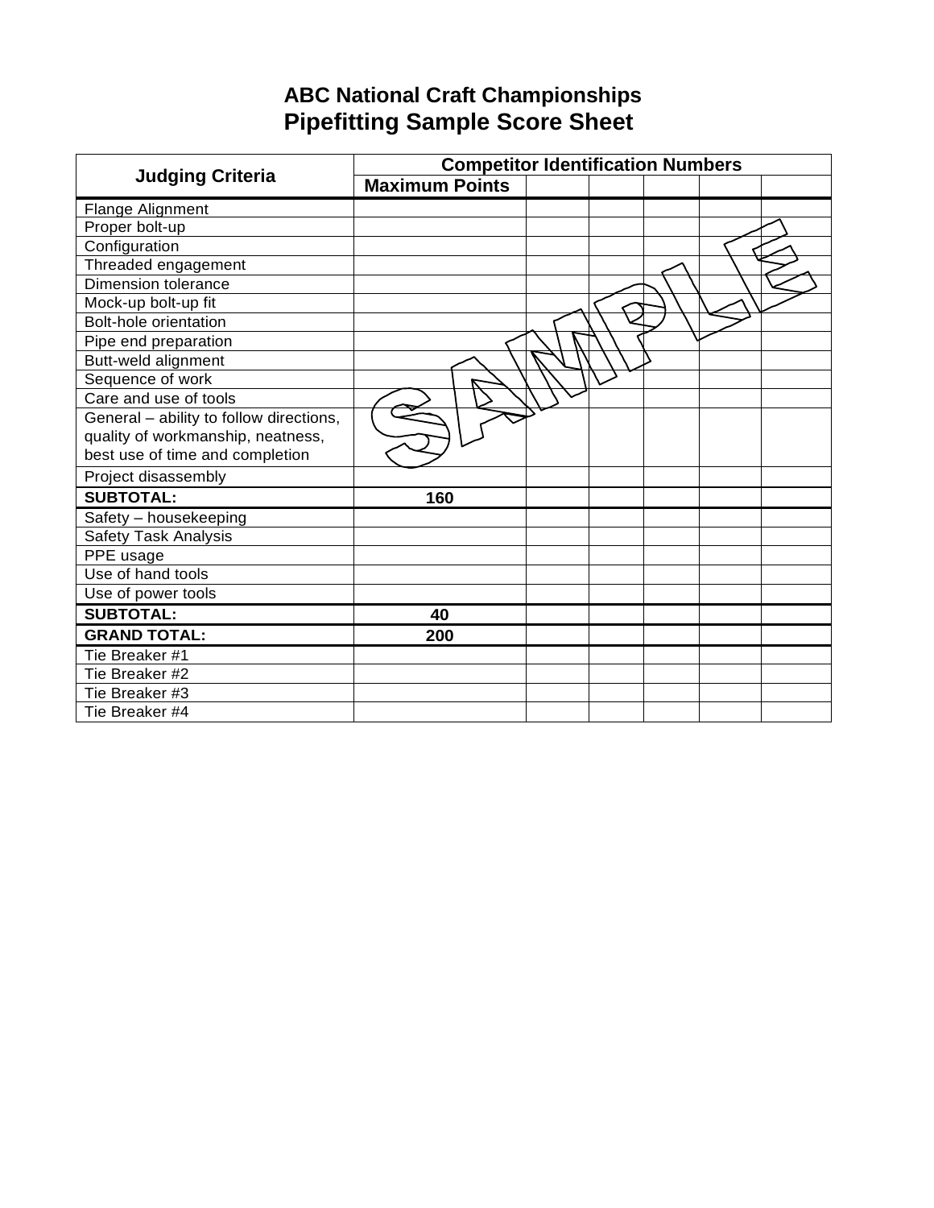# ABC National Craft Championships
## Pipefitting Sample Score Sheet

| **Judging Criteria** | **Competitor Identification Numbers** | | | | | |
|---|---|---|---|---|---|---|
| | **Maximum Points** | | | | | |
| Flange Alignment | | | | | | |
| Proper bolt-up | | | | | | |
| Configuration | | | | | | |
| Threaded engagement | | | | | | |
| Dimension tolerance | | | | | | |
| Mock-up bolt-up fit | | | | | | |
| Bolt-hole orientation | | | | | | |
| Pipe end preparation | | | | | | |
| Butt-weld alignment | | | | | | |
| Sequence of work | | | | | | |
| Care and use of tools | | | | | | |
| General – ability to follow directions, quality of workmanship, neatness, best use of time and completion | | | | | | |
| Project disassembly | | | | | | |
| **SUBTOTAL:** | **160** | | | | | |
| Safety – housekeeping | | | | | | |
| Safety Task Analysis | | | | | | |
| PPE usage | | | | | | |
| Use of hand tools | | | | | | |
| Use of power tools | | | | | | |
| **SUBTOTAL:** | **40** | | | | | |
| **GRAND TOTAL:** | **200** | | | | | |
| Tie Breaker #1 | | | | | | |
| Tie Breaker #2 | | | | | | |
| Tie Breaker #3 | | | | | | |
| Tie Breaker #4 | | | | | | |

SAMPLE